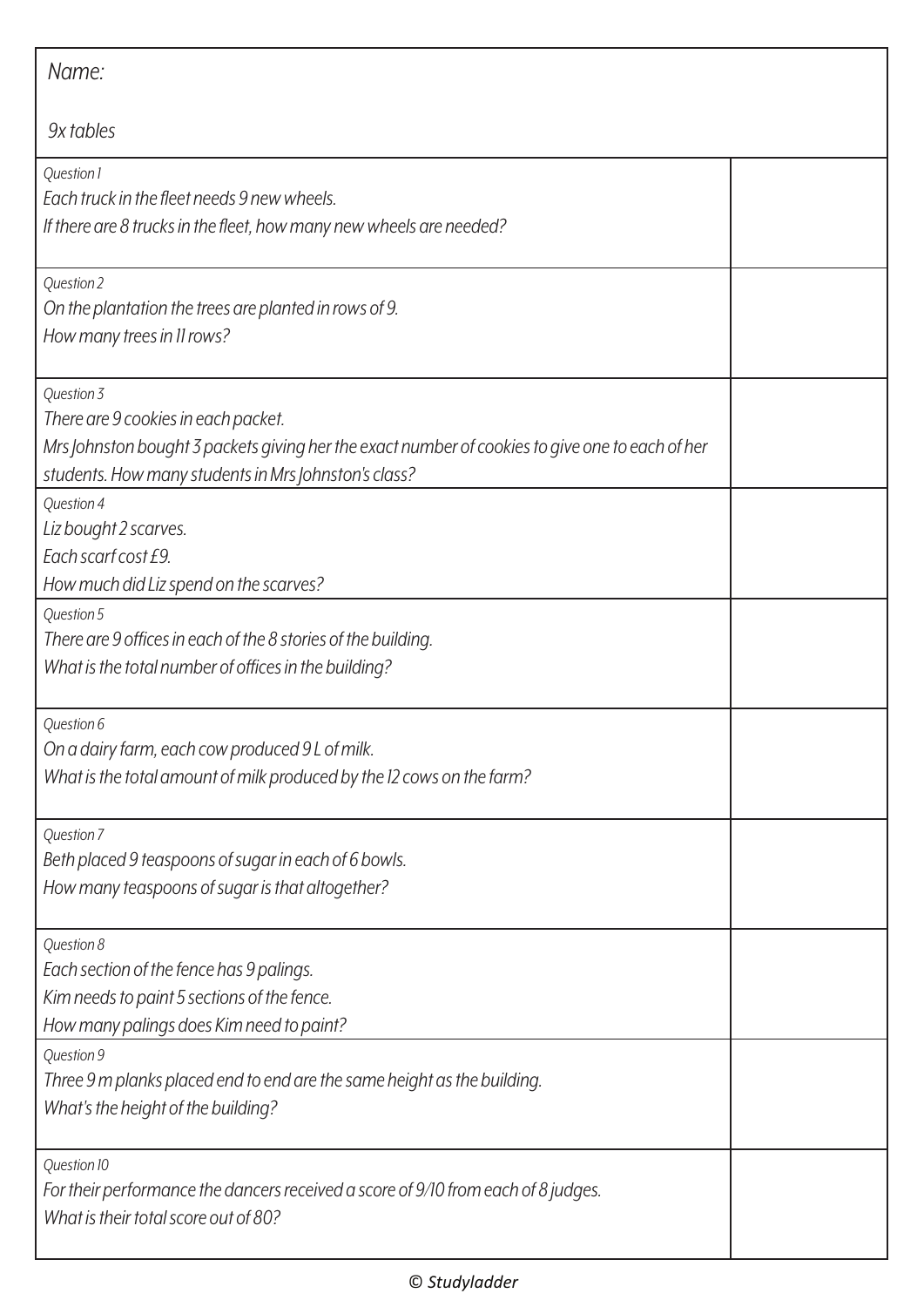*Name:*

*9x tables*

| | |
|---|---|
| *Question 1*<br>*Each truck in the fleet needs 9 new wheels.*<br>*If there are 8 trucks in the fleet, how many new wheels are needed?* | |
| *Question 2*<br>*On the plantation the trees are planted in rows of 9.*<br>*How many trees in 11 rows?* | |
| *Question 3*<br>*There are 9 cookies in each packet.*<br>*Mrs Johnston bought 3 packets giving her the exact number of cookies to give one to each of her students. How many students in Mrs Johnston's class?* | |
| *Question 4*<br>*Liz bought 2 scarves.*<br>*Each scarf cost £9.*<br>*How much did Liz spend on the scarves?* | |
| *Question 5*<br>*There are 9 offices in each of the 8 stories of the building.*<br>*What is the total number of offices in the building?* | |
| *Question 6*<br>*On a dairy farm, each cow produced 9 L of milk.*<br>*What is the total amount of milk produced by the 12 cows on the farm?* | |
| *Question 7*<br>*Beth placed 9 teaspoons of sugar in each of 6 bowls.*<br>*How many teaspoons of sugar is that altogether?* | |
| *Question 8*<br>*Each section of the fence has 9 palings.*<br>*Kim needs to paint 5 sections of the fence.*<br>*How many palings does Kim need to paint?* | |
| *Question 9*<br>*Three 9 m planks placed end to end are the same height as the building.*<br>*What's the height of the building?* | |
| *Question 10*<br>*For their performance the dancers received a score of 9/10 from each of 8 judges.*<br>*What is their total score out of 80?* | |

© *Studyladder*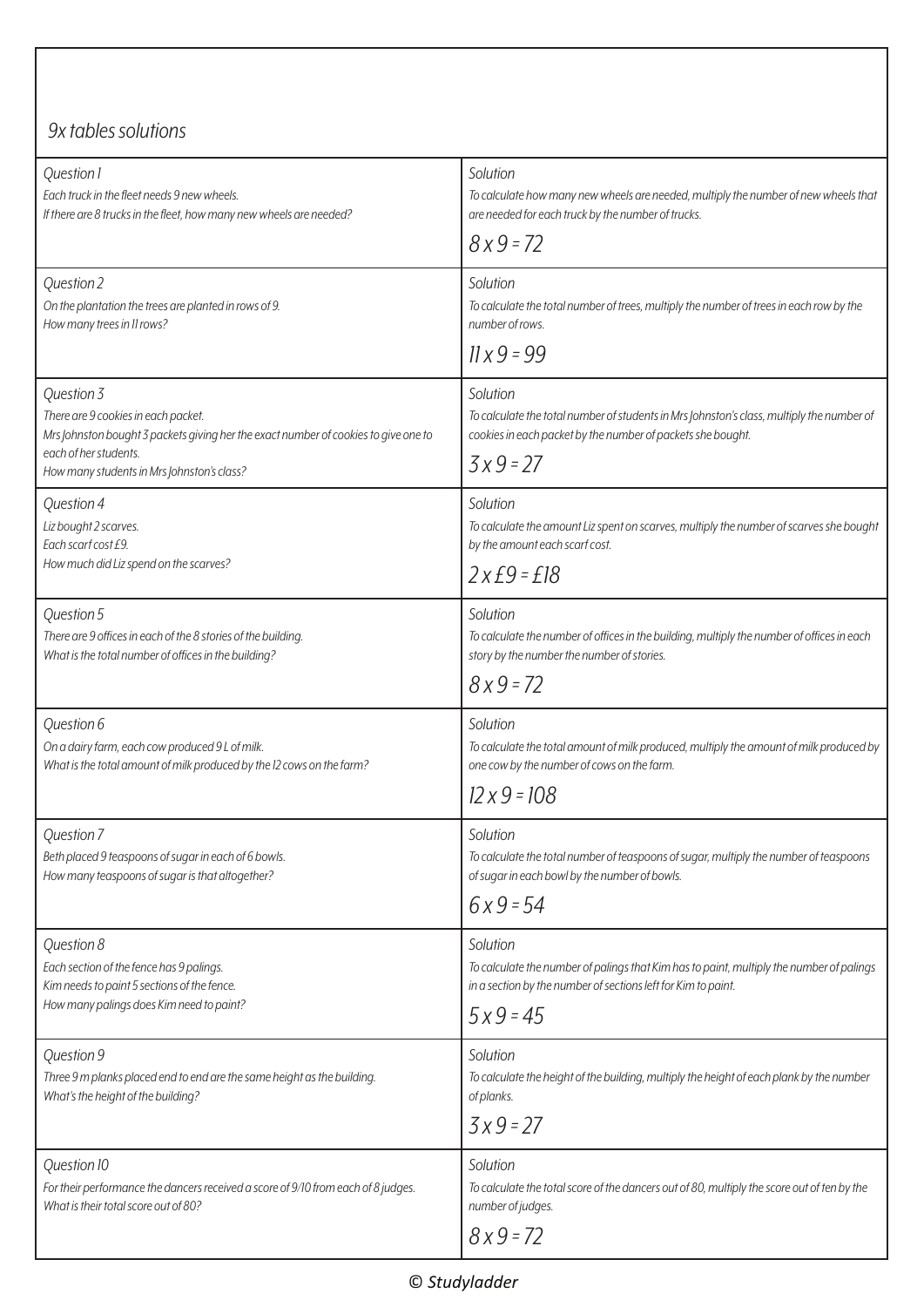# 9x tables solutions

| | |
|---|---|
| Question 1<br>Each truck in the fleet needs 9 new wheels.<br>If there are 8 trucks in the fleet, how many new wheels are needed? | Solution<br>To calculate how many new wheels are needed, multiply the number of new wheels that are needed for each truck by the number of trucks.<br>$8 \times 9 = 72$ |
| Question 2<br>On the plantation the trees are planted in rows of 9.<br>How many trees in 11 rows? | Solution<br>To calculate the total number of trees, multiply the number of trees in each row by the number of rows.<br>$11 \times 9 = 99$ |
| Question 3<br>There are 9 cookies in each packet.<br>Mrs Johnston bought 3 packets giving her the exact number of cookies to give one to each of her students.<br>How many students in Mrs Johnston's class? | Solution<br>To calculate the total number of students in Mrs Johnston's class, multiply the number of cookies in each packet by the number of packets she bought.<br>$3 \times 9 = 27$ |
| Question 4<br>Liz bought 2 scarves.<br>Each scarf cost £9.<br>How much did Liz spend on the scarves? | Solution<br>To calculate the amount Liz spent on scarves, multiply the number of scarves she bought by the amount each scarf cost.<br>$2 \times £9 = £18$ |
| Question 5<br>There are 9 offices in each of the 8 stories of the building.<br>What is the total number of offices in the building? | Solution<br>To calculate the number of offices in the building, multiply the number of offices in each story by the number the number of stories.<br>$8 \times 9 = 72$ |
| Question 6<br>On a dairy farm, each cow produced 9 L of milk.<br>What is the total amount of milk produced by the 12 cows on the farm? | Solution<br>To calculate the total amount of milk produced, multiply the amount of milk produced by one cow by the number of cows on the farm.<br>$12 \times 9 = 108$ |
| Question 7<br>Beth placed 9 teaspoons of sugar in each of 6 bowls.<br>How many teaspoons of sugar is that altogether? | Solution<br>To calculate the total number of teaspoons of sugar, multiply the number of teaspoons of sugar in each bowl by the number of bowls.<br>$6 \times 9 = 54$ |
| Question 8<br>Each section of the fence has 9 palings.<br>Kim needs to paint 5 sections of the fence.<br>How many palings does Kim need to paint? | Solution<br>To calculate the number of palings that Kim has to paint, multiply the number of palings in a section by the number of sections left for Kim to paint.<br>$5 \times 9 = 45$ |
| Question 9<br>Three 9 m planks placed end to end are the same height as the building.<br>What's the height of the building? | Solution<br>To calculate the height of the building, multiply the height of each plank by the number of planks.<br>$3 \times 9 = 27$ |
| Question 10<br>For their performance the dancers received a score of 9/10 from each of 8 judges.<br>What is their total score out of 80? | Solution<br>To calculate the total score of the dancers out of 80, multiply the score out of ten by the number of judges.<br>$8 \times 9 = 72$ |

© Studyladder